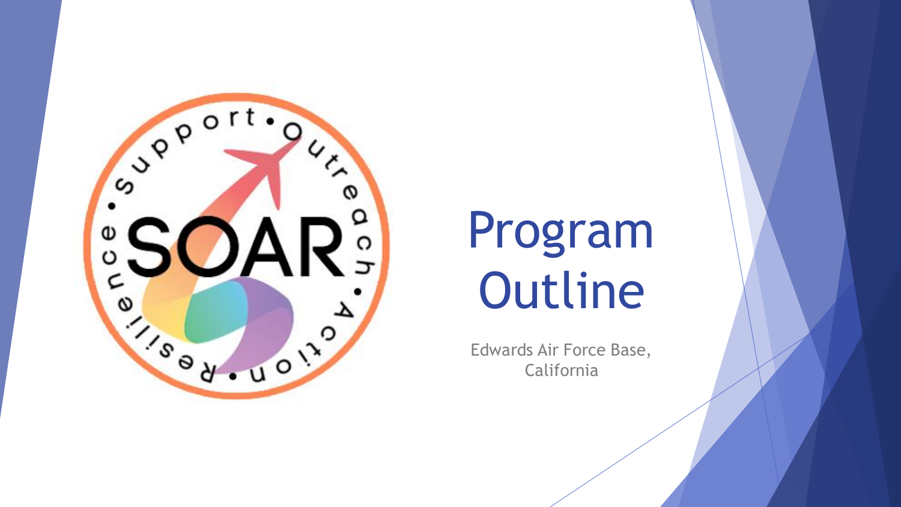# Program Outline

Edwards Air Force Base, California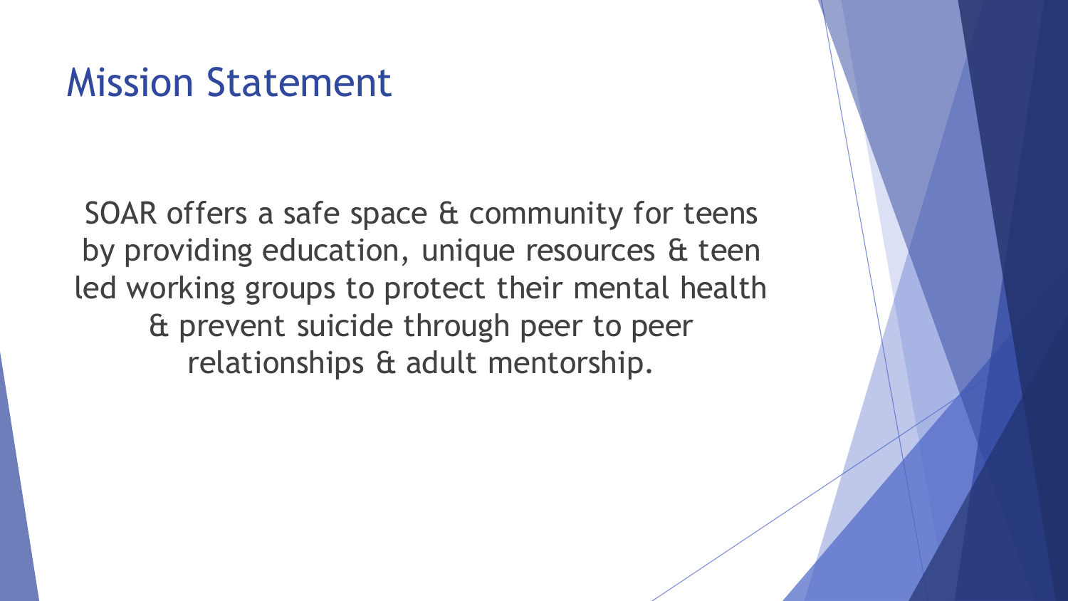# Mission Statement

SOAR offers a safe space & community for teens by providing education, unique resources & teen led working groups to protect their mental health & prevent suicide through peer to peer relationships & adult mentorship.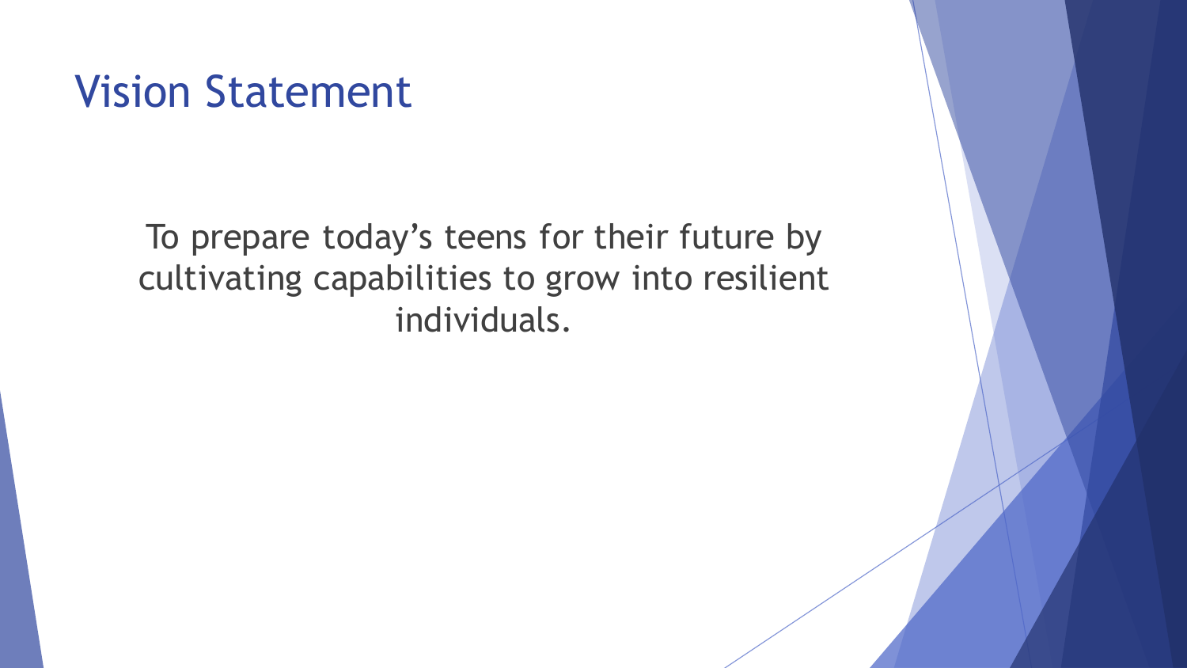# Vision Statement

To prepare today's teens for their future by cultivating capabilities to grow into resilient individuals.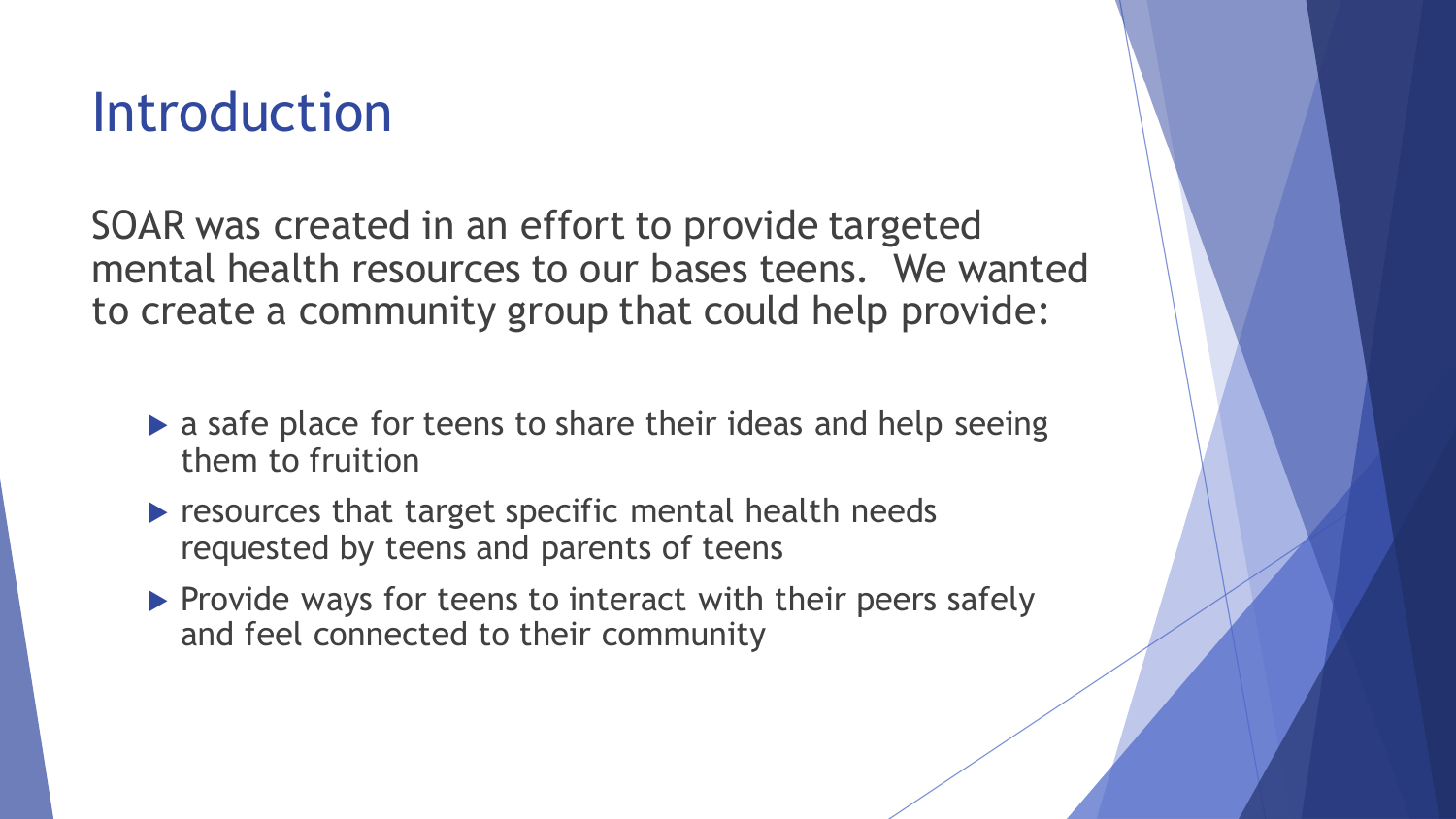# Introduction

SOAR was created in an effort to provide targeted mental health resources to our bases teens. We wanted to create a community group that could help provide:

- a safe place for teens to share their ideas and help seeing them to fruition
- resources that target specific mental health needs requested by teens and parents of teens
- Provide ways for teens to interact with their peers safely and feel connected to their community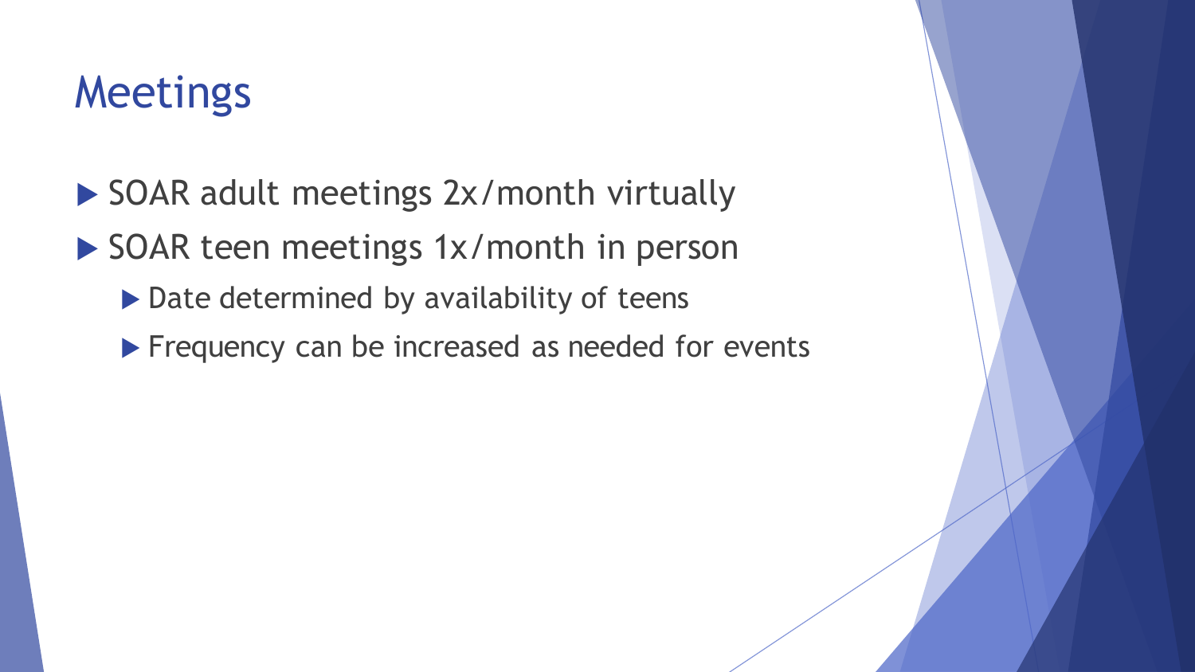# Meetings

- SOAR adult meetings 2x/month virtually
- SOAR teen meetings 1x/month in person
  - Date determined by availability of teens
  - Frequency can be increased as needed for events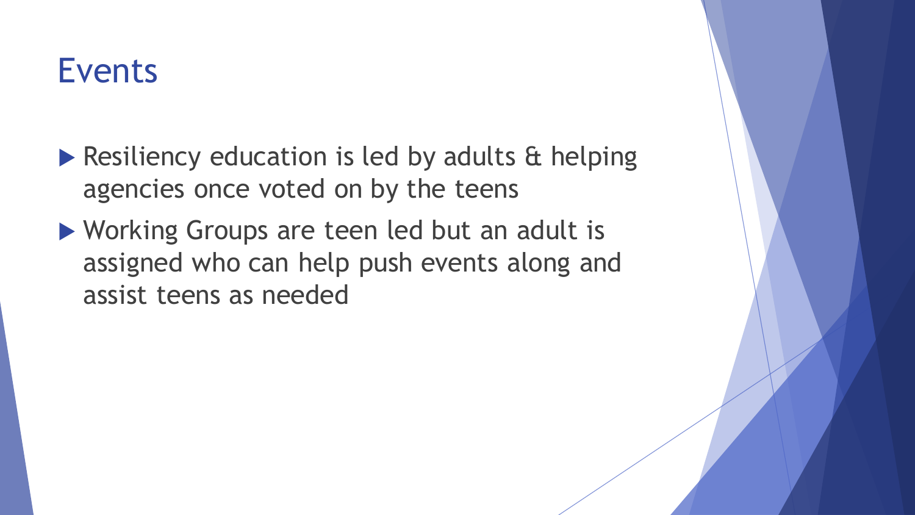# Events

- Resiliency education is led by adults & helping agencies once voted on by the teens
- Working Groups are teen led but an adult is assigned who can help push events along and assist teens as needed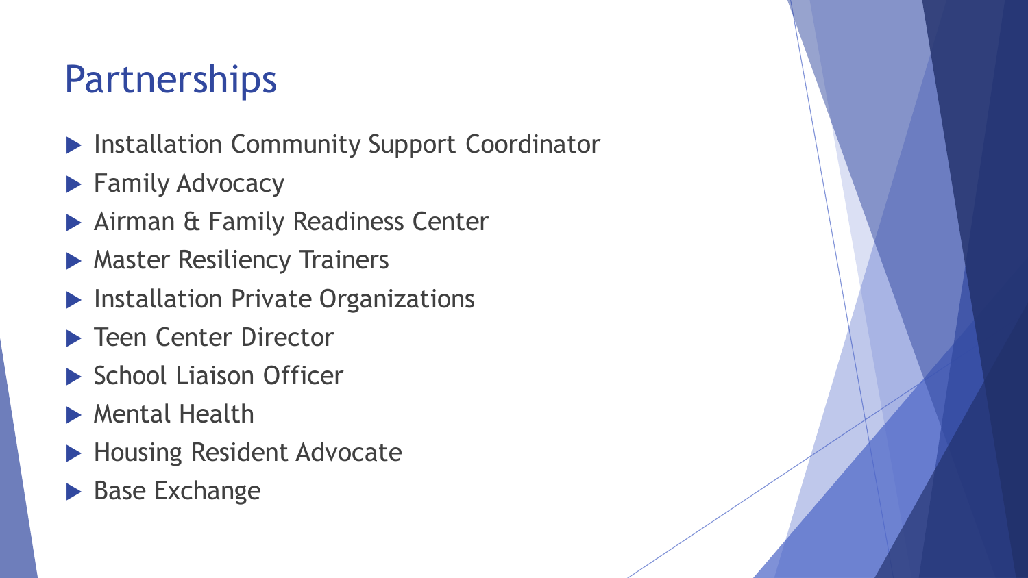# Partnerships

- Installation Community Support Coordinator
- Family Advocacy
- Airman & Family Readiness Center
- Master Resiliency Trainers
- Installation Private Organizations
- Teen Center Director
- School Liaison Officer
- Mental Health
- Housing Resident Advocate
- Base Exchange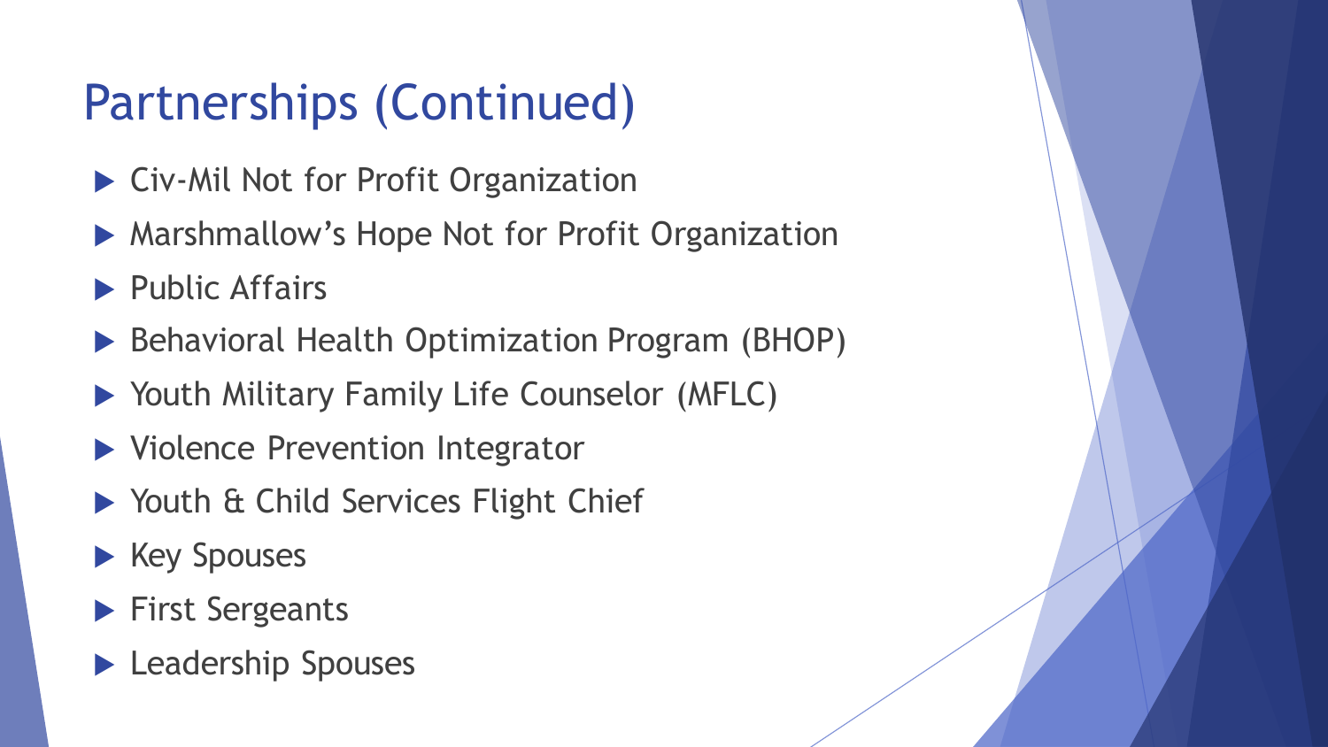# Partnerships (Continued)

- Civ-Mil Not for Profit Organization
- Marshmallow's Hope Not for Profit Organization
- Public Affairs
- Behavioral Health Optimization Program (BHOP)
- Youth Military Family Life Counselor (MFLC)
- Violence Prevention Integrator
- Youth & Child Services Flight Chief
- Key Spouses
- First Sergeants
- Leadership Spouses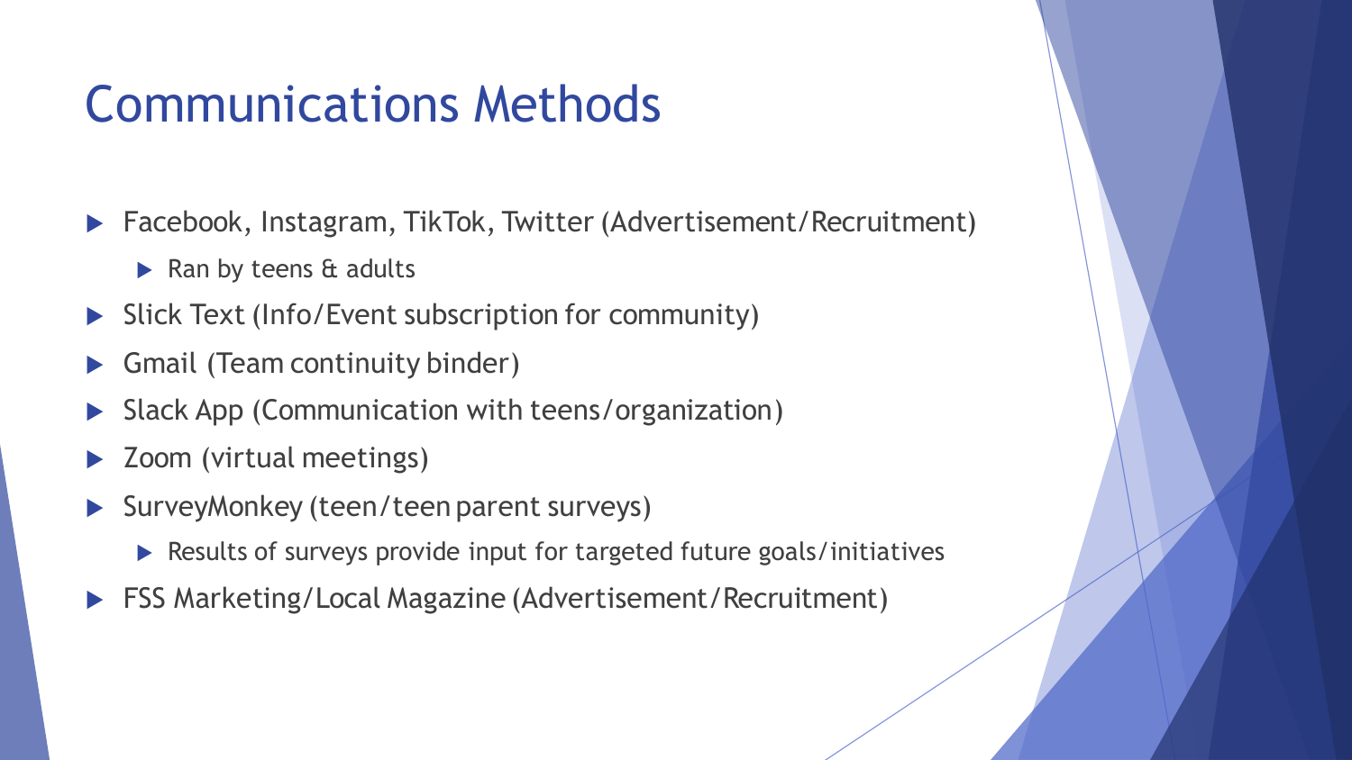# Communications Methods

- Facebook, Instagram, TikTok, Twitter (Advertisement/Recruitment)
  - Ran by teens & adults
- Slick Text (Info/Event subscription for community)
- Gmail (Team continuity binder)
- Slack App (Communication with teens/organization)
- Zoom (virtual meetings)
- SurveyMonkey (teen/teen parent surveys)
  - Results of surveys provide input for targeted future goals/initiatives
- FSS Marketing/Local Magazine (Advertisement/Recruitment)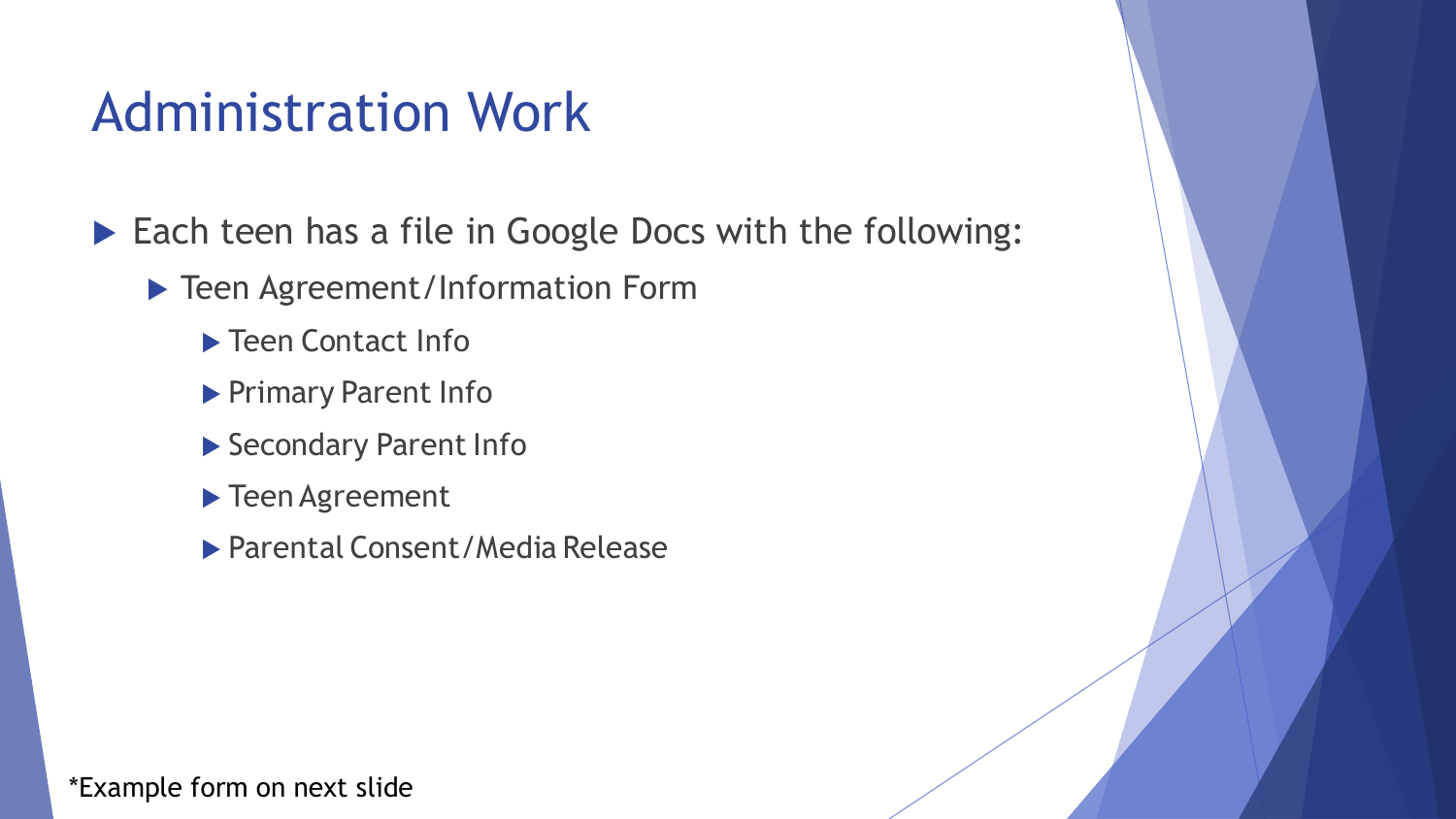# Administration Work

- Each teen has a file in Google Docs with the following:
  - Teen Agreement/Information Form
    - Teen Contact Info
    - Primary Parent Info
    - Secondary Parent Info
    - Teen Agreement
    - Parental Consent/Media Release

*Example form on next slide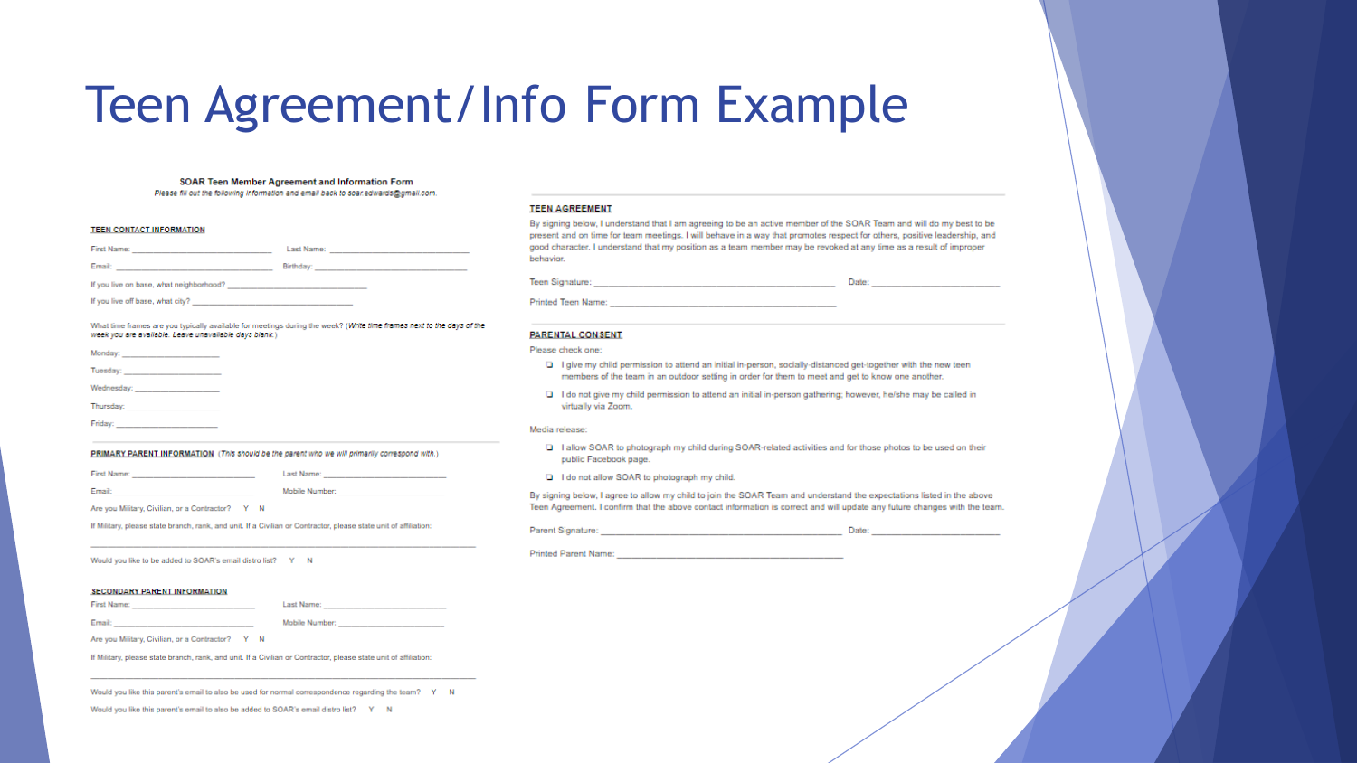# Teen Agreement/Info Form Example

**SOAR Teen Member Agreement and Information Form**

*Please fill out the following information and email back to soar.edwards@gmail.com.*

**TEEN CONTACT INFORMATION**

First Name: ____________________ Last Name: ____________________

Email: ____________________ Birthday: ____________________

If you live on base, what neighborhood? ____________________

If you live off base, what city? ____________________

What time frames are you typically available for meetings during the week? (*Write time frames next to the days of the week you are available. Leave unavailable days blank.*)

Monday: ____________________

Tuesday: ____________________

Wednesday: ____________________

Thursday: ____________________

Friday: ____________________

**PRIMARY PARENT INFORMATION** (*This should be the parent who we will primarily correspond with.*)

First Name: ____________________ Last Name: ____________________

Email: ____________________ Mobile Number: ____________________

Are you Military, Civilian, or a Contractor? Y N

If Military, please state branch, rank, and unit. If a Civilian or Contractor, please state unit of affiliation:

____________________________________________

Would you like to be added to SOAR's email distro list? Y N

**SECONDARY PARENT INFORMATION**

First Name: ____________________ Last Name: ____________________

Email: ____________________ Mobile Number: ____________________

Are you Military, Civilian, or a Contractor? Y N

If Military, please state branch, rank, and unit. If a Civilian or Contractor, please state unit of affiliation:

____________________________________________

Would you like this parent's email to also be used for normal correspondence regarding the team? Y N

Would you like this parent's email to also be added to SOAR's email distro list? Y N

**TEEN AGREEMENT**

By signing below, I understand that I am agreeing to be an active member of the SOAR Team and will do my best to be present and on time for team meetings. I will behave in a way that promotes respect for others, positive leadership, and good character. I understand that my position as a team member may be revoked at any time as a result of improper behavior.

Teen Signature: ____________________ Date: ____________________

Printed Teen Name: ____________________

**PARENTAL CONSENT**

Please check one:

- ❑ I give my child permission to attend an initial in-person, socially-distanced get-together with the new teen members of the team in an outdoor setting in order for them to meet and get to know one another.
- ❑ I do not give my child permission to attend an initial in-person gathering; however, he/she may be called in virtually via Zoom.

Media release:

- ❑ I allow SOAR to photograph my child during SOAR-related activities and for those photos to be used on their public Facebook page.
- ❑ I do not allow SOAR to photograph my child.

By signing below, I agree to allow my child to join the SOAR Team and understand the expectations listed in the above Teen Agreement. I confirm that the above contact information is correct and will update any future changes with the team.

Parent Signature: ____________________ Date: ____________________

Printed Parent Name: ____________________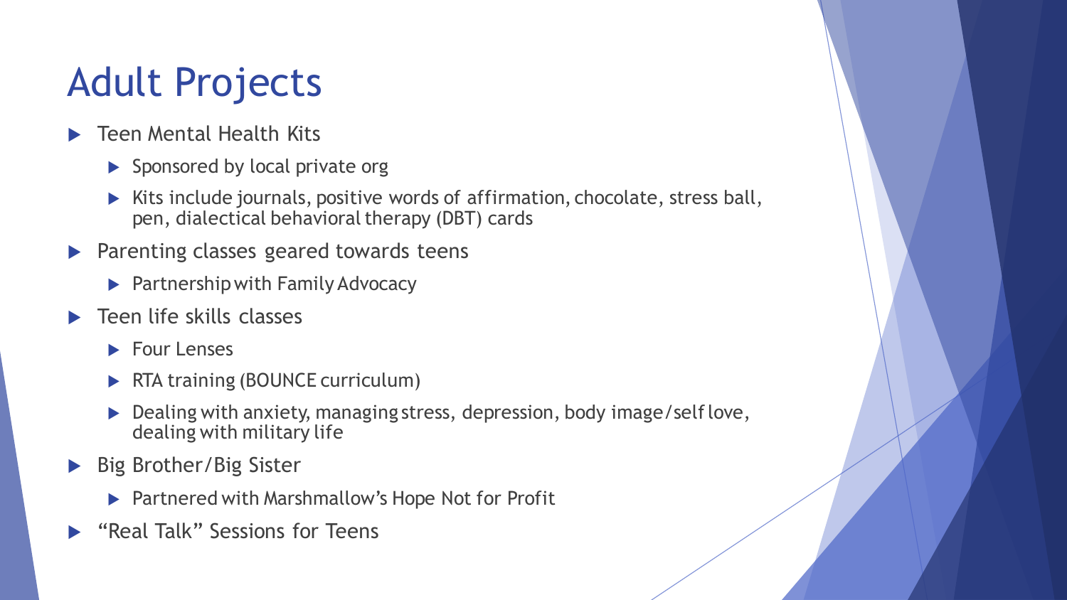# Adult Projects

- Teen Mental Health Kits
  - Sponsored by local private org
  - Kits include journals, positive words of affirmation, chocolate, stress ball, pen, dialectical behavioral therapy (DBT) cards
- Parenting classes geared towards teens
  - Partnership with Family Advocacy
- Teen life skills classes
  - Four Lenses
  - RTA training (BOUNCE curriculum)
  - Dealing with anxiety, managing stress, depression, body image/self love, dealing with military life
- Big Brother/Big Sister
  - Partnered with Marshmallow's Hope Not for Profit
- "Real Talk" Sessions for Teens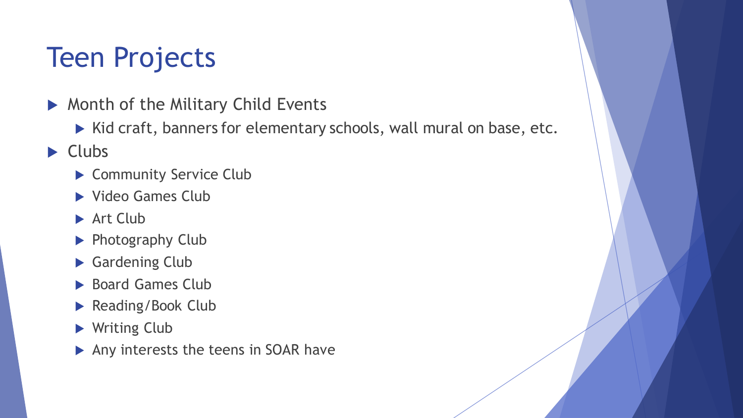# Teen Projects

- Month of the Military Child Events
  - Kid craft, banners for elementary schools, wall mural on base, etc.
- Clubs
  - Community Service Club
  - Video Games Club
  - Art Club
  - Photography Club
  - Gardening Club
  - Board Games Club
  - Reading/Book Club
  - Writing Club
  - Any interests the teens in SOAR have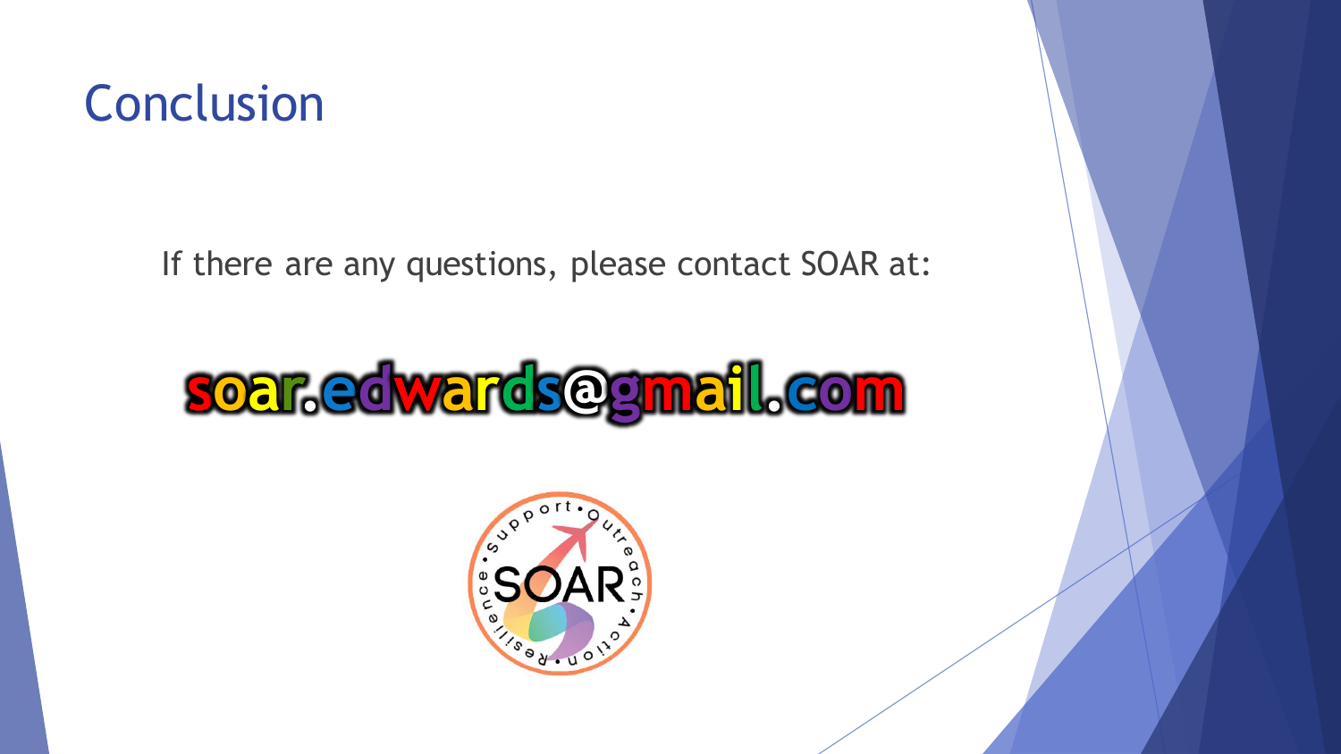# Conclusion

If there are any questions, please contact SOAR at:

soar.edwards@gmail.com